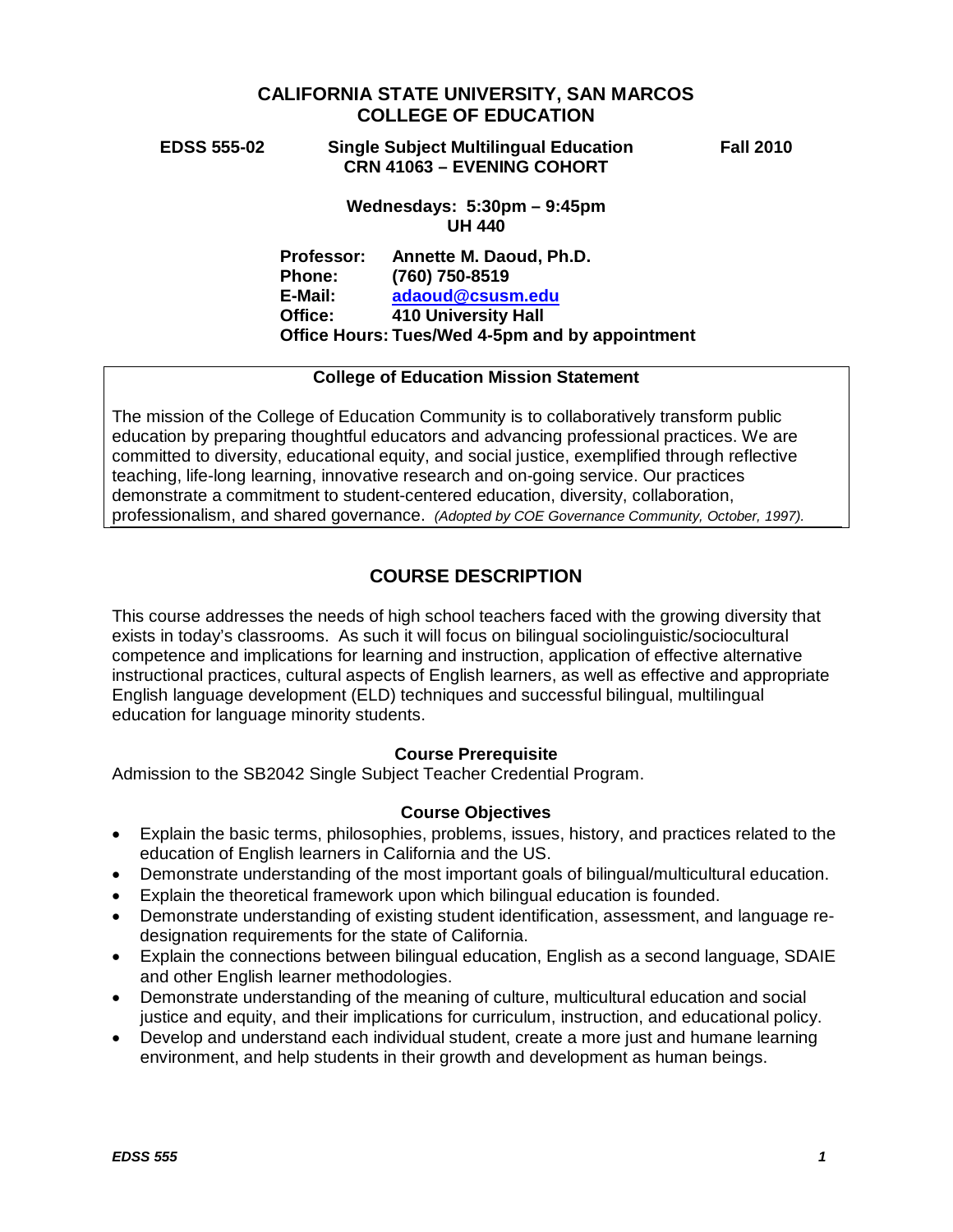# CALIFORNIA STATE UNIVERSITY, SAN MARCOS
# COLLEGE OF EDUCATION

**EDSS 555-02** | **Single Subject Multilingual Education** | **Fall 2010**
**CRN 41063 – EVENING COHORT**

**Wednesdays: 5:30pm – 9:45pm**
**UH 440**

**Professor:** Annette M. Daoud, Ph.D.
**Phone:** (760) 750-8519
**E-Mail:** adaoud@csusm.edu
**Office:** 410 University Hall
**Office Hours:** Tues/Wed 4-5pm and by appointment

---

**College of Education Mission Statement**

The mission of the College of Education Community is to collaboratively transform public education by preparing thoughtful educators and advancing professional practices. We are committed to diversity, educational equity, and social justice, exemplified through reflective teaching, life-long learning, innovative research and on-going service. Our practices demonstrate a commitment to student-centered education, diversity, collaboration, professionalism, and shared governance. *(Adopted by COE Governance Community, October, 1997).*

---

## COURSE DESCRIPTION

This course addresses the needs of high school teachers faced with the growing diversity that exists in today's classrooms. As such it will focus on bilingual sociolinguistic/sociocultural competence and implications for learning and instruction, application of effective alternative instructional practices, cultural aspects of English learners, as well as effective and appropriate English language development (ELD) techniques and successful bilingual, multilingual education for language minority students.

### Course Prerequisite

Admission to the SB2042 Single Subject Teacher Credential Program.

### Course Objectives

- Explain the basic terms, philosophies, problems, issues, history, and practices related to the education of English learners in California and the US.
- Demonstrate understanding of the most important goals of bilingual/multicultural education.
- Explain the theoretical framework upon which bilingual education is founded.
- Demonstrate understanding of existing student identification, assessment, and language re-designation requirements for the state of California.
- Explain the connections between bilingual education, English as a second language, SDAIE and other English learner methodologies.
- Demonstrate understanding of the meaning of culture, multicultural education and social justice and equity, and their implications for curriculum, instruction, and educational policy.
- Develop and understand each individual student, create a more just and humane learning environment, and help students in their growth and development as human beings.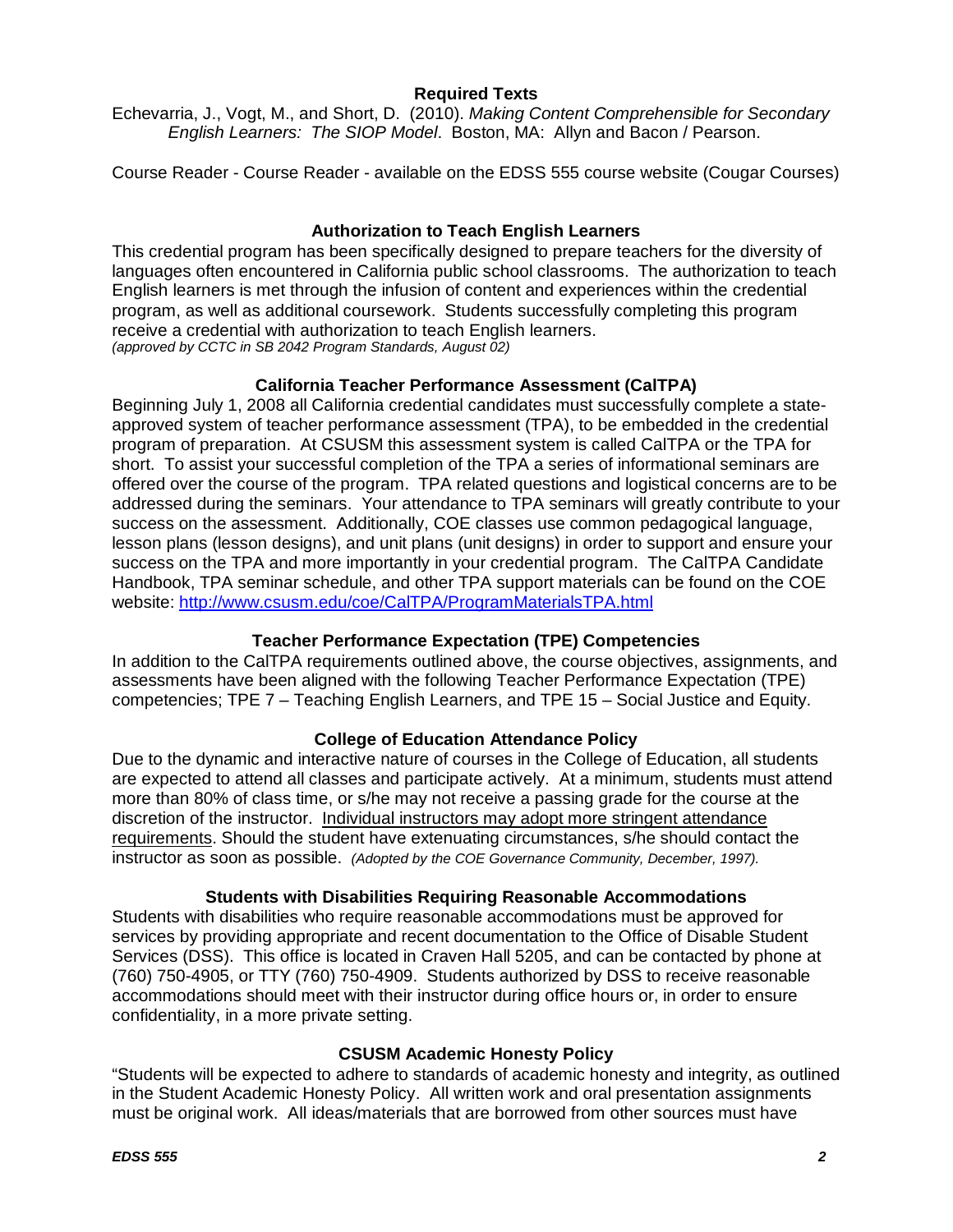### Required Texts

Echevarria, J., Vogt, M., and Short, D. (2010). *Making Content Comprehensible for Secondary English Learners: The SIOP Model*. Boston, MA: Allyn and Bacon / Pearson.

Course Reader - Course Reader - available on the EDSS 555 course website (Cougar Courses)

### Authorization to Teach English Learners

This credential program has been specifically designed to prepare teachers for the diversity of languages often encountered in California public school classrooms. The authorization to teach English learners is met through the infusion of content and experiences within the credential program, as well as additional coursework. Students successfully completing this program receive a credential with authorization to teach English learners.
*(approved by CCTC in SB 2042 Program Standards, August 02)*

### California Teacher Performance Assessment (CalTPA)

Beginning July 1, 2008 all California credential candidates must successfully complete a state-approved system of teacher performance assessment (TPA), to be embedded in the credential program of preparation. At CSUSM this assessment system is called CalTPA or the TPA for short. To assist your successful completion of the TPA a series of informational seminars are offered over the course of the program. TPA related questions and logistical concerns are to be addressed during the seminars. Your attendance to TPA seminars will greatly contribute to your success on the assessment. Additionally, COE classes use common pedagogical language, lesson plans (lesson designs), and unit plans (unit designs) in order to support and ensure your success on the TPA and more importantly in your credential program. The CalTPA Candidate Handbook, TPA seminar schedule, and other TPA support materials can be found on the COE website: http://www.csusm.edu/coe/CalTPA/ProgramMaterialsTPA.html

### Teacher Performance Expectation (TPE) Competencies

In addition to the CalTPA requirements outlined above, the course objectives, assignments, and assessments have been aligned with the following Teacher Performance Expectation (TPE) competencies; TPE 7 – Teaching English Learners, and TPE 15 – Social Justice and Equity.

### College of Education Attendance Policy

Due to the dynamic and interactive nature of courses in the College of Education, all students are expected to attend all classes and participate actively. At a minimum, students must attend more than 80% of class time, or s/he may not receive a passing grade for the course at the discretion of the instructor. Individual instructors may adopt more stringent attendance requirements. Should the student have extenuating circumstances, s/he should contact the instructor as soon as possible. *(Adopted by the COE Governance Community, December, 1997).*

### Students with Disabilities Requiring Reasonable Accommodations

Students with disabilities who require reasonable accommodations must be approved for services by providing appropriate and recent documentation to the Office of Disable Student Services (DSS). This office is located in Craven Hall 5205, and can be contacted by phone at (760) 750-4905, or TTY (760) 750-4909. Students authorized by DSS to receive reasonable accommodations should meet with their instructor during office hours or, in order to ensure confidentiality, in a more private setting.

### CSUSM Academic Honesty Policy

"Students will be expected to adhere to standards of academic honesty and integrity, as outlined in the Student Academic Honesty Policy. All written work and oral presentation assignments must be original work. All ideas/materials that are borrowed from other sources must have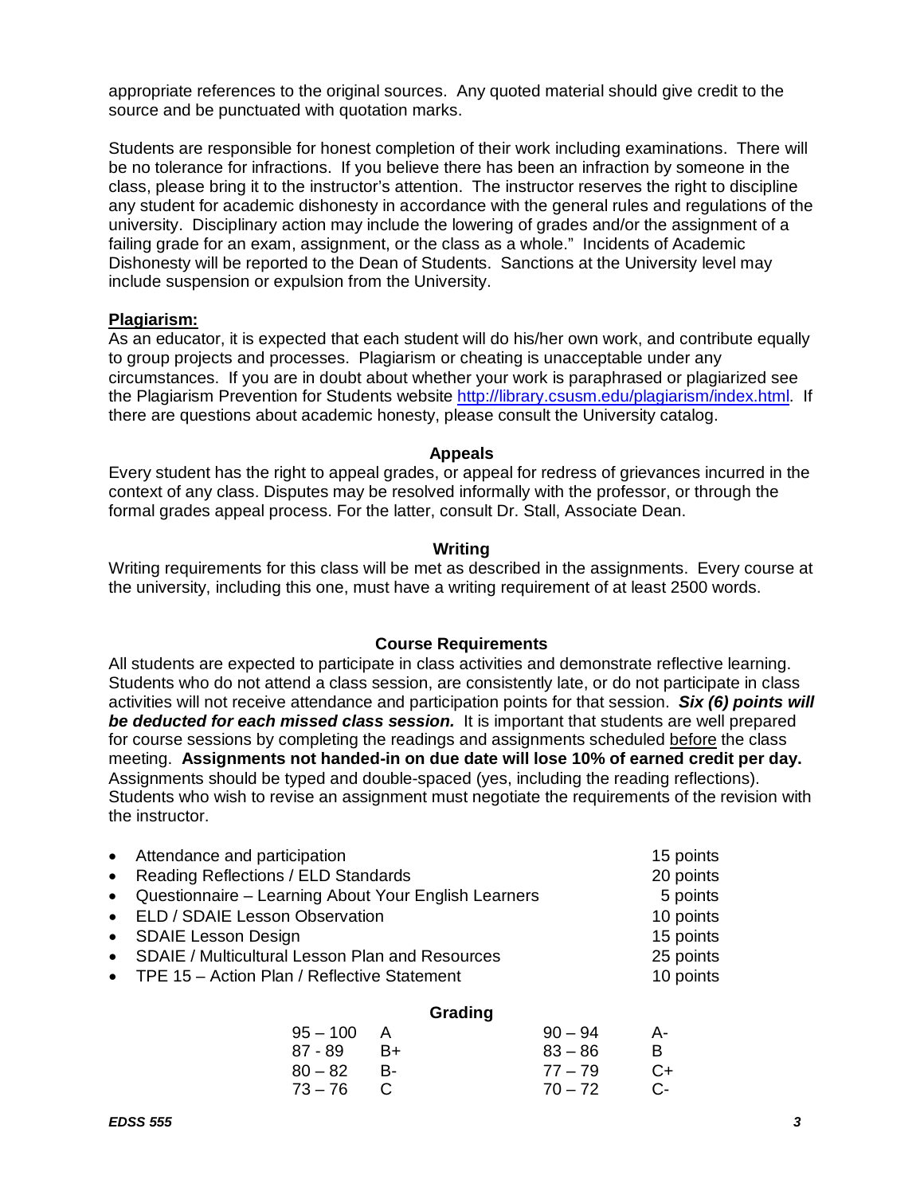appropriate references to the original sources. Any quoted material should give credit to the source and be punctuated with quotation marks.

Students are responsible for honest completion of their work including examinations. There will be no tolerance for infractions. If you believe there has been an infraction by someone in the class, please bring it to the instructor's attention. The instructor reserves the right to discipline any student for academic dishonesty in accordance with the general rules and regulations of the university. Disciplinary action may include the lowering of grades and/or the assignment of a failing grade for an exam, assignment, or the class as a whole." Incidents of Academic Dishonesty will be reported to the Dean of Students. Sanctions at the University level may include suspension or expulsion from the University.

**Plagiarism:**

As an educator, it is expected that each student will do his/her own work, and contribute equally to group projects and processes. Plagiarism or cheating is unacceptable under any circumstances. If you are in doubt about whether your work is paraphrased or plagiarized see the Plagiarism Prevention for Students website http://library.csusm.edu/plagiarism/index.html. If there are questions about academic honesty, please consult the University catalog.

### Appeals

Every student has the right to appeal grades, or appeal for redress of grievances incurred in the context of any class. Disputes may be resolved informally with the professor, or through the formal grades appeal process. For the latter, consult Dr. Stall, Associate Dean.

### Writing

Writing requirements for this class will be met as described in the assignments. Every course at the university, including this one, must have a writing requirement of at least 2500 words.

### Course Requirements

All students are expected to participate in class activities and demonstrate reflective learning. Students who do not attend a class session, are consistently late, or do not participate in class activities will not receive attendance and participation points for that session. ***Six (6) points will be deducted for each missed class session.*** It is important that students are well prepared for course sessions by completing the readings and assignments scheduled before the class meeting. **Assignments not handed-in on due date will lose 10% of earned credit per day.** Assignments should be typed and double-spaced (yes, including the reading reflections). Students who wish to revise an assignment must negotiate the requirements of the revision with the instructor.

- Attendance and participation — 15 points
- Reading Reflections / ELD Standards — 20 points
- Questionnaire – Learning About Your English Learners — 5 points
- ELD / SDAIE Lesson Observation — 10 points
- SDAIE Lesson Design — 15 points
- SDAIE / Multicultural Lesson Plan and Resources — 25 points
- TPE 15 – Action Plan / Reflective Statement — 10 points

### Grading

| | | | |
|---|---|---|---|
| 95 – 100 | A | 90 – 94 | A- |
| 87 - 89 | B+ | 83 – 86 | B |
| 80 – 82 | B- | 77 – 79 | C+ |
| 73 – 76 | C | 70 – 72 | C- |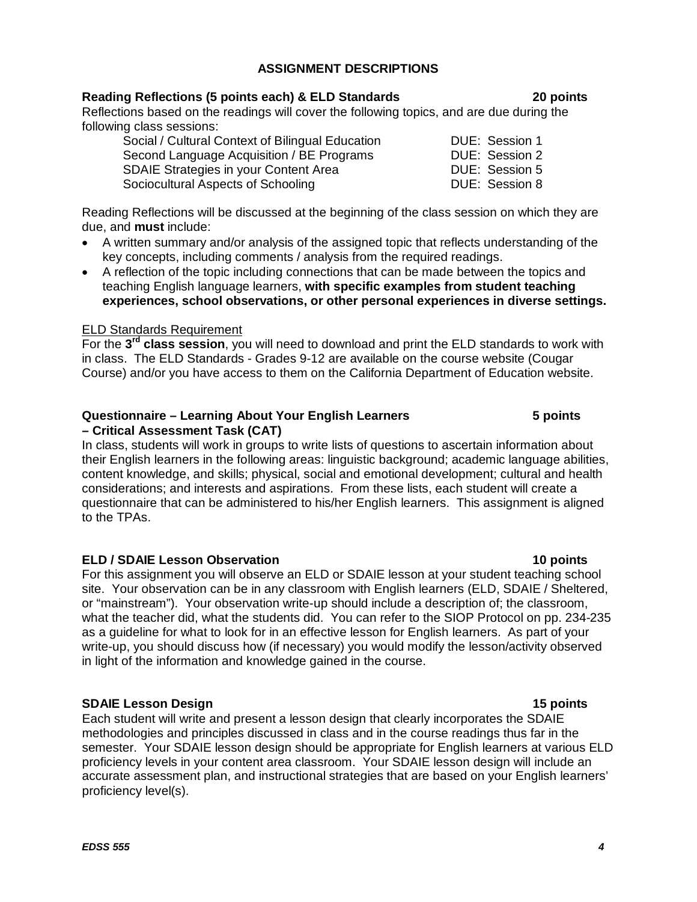## ASSIGNMENT DESCRIPTIONS

**Reading Reflections (5 points each) & ELD Standards — 20 points**

Reflections based on the readings will cover the following topics, and are due during the following class sessions:

| Topic | Due |
|---|---|
| Social / Cultural Context of Bilingual Education | DUE: Session 1 |
| Second Language Acquisition / BE Programs | DUE: Session 2 |
| SDAIE Strategies in your Content Area | DUE: Session 5 |
| Sociocultural Aspects of Schooling | DUE: Session 8 |

Reading Reflections will be discussed at the beginning of the class session on which they are due, and **must** include:

- A written summary and/or analysis of the assigned topic that reflects understanding of the key concepts, including comments / analysis from the required readings.
- A reflection of the topic including connections that can be made between the topics and teaching English language learners, **with specific examples from student teaching experiences, school observations, or other personal experiences in diverse settings.**

<u>ELD Standards Requirement</u>

For the **3rd class session**, you will need to download and print the ELD standards to work with in class. The ELD Standards - Grades 9-12 are available on the course website (Cougar Course) and/or you have access to them on the California Department of Education website.

**Questionnaire – Learning About Your English Learners – Critical Assessment Task (CAT) — 5 points**

In class, students will work in groups to write lists of questions to ascertain information about their English learners in the following areas: linguistic background; academic language abilities, content knowledge, and skills; physical, social and emotional development; cultural and health considerations; and interests and aspirations. From these lists, each student will create a questionnaire that can be administered to his/her English learners. This assignment is aligned to the TPAs.

**ELD / SDAIE Lesson Observation — 10 points**

For this assignment you will observe an ELD or SDAIE lesson at your student teaching school site. Your observation can be in any classroom with English learners (ELD, SDAIE / Sheltered, or "mainstream"). Your observation write-up should include a description of; the classroom, what the teacher did, what the students did. You can refer to the SIOP Protocol on pp. 234-235 as a guideline for what to look for in an effective lesson for English learners. As part of your write-up, you should discuss how (if necessary) you would modify the lesson/activity observed in light of the information and knowledge gained in the course.

**SDAIE Lesson Design — 15 points**

Each student will write and present a lesson design that clearly incorporates the SDAIE methodologies and principles discussed in class and in the course readings thus far in the semester. Your SDAIE lesson design should be appropriate for English learners at various ELD proficiency levels in your content area classroom. Your SDAIE lesson design will include an accurate assessment plan, and instructional strategies that are based on your English learners' proficiency level(s).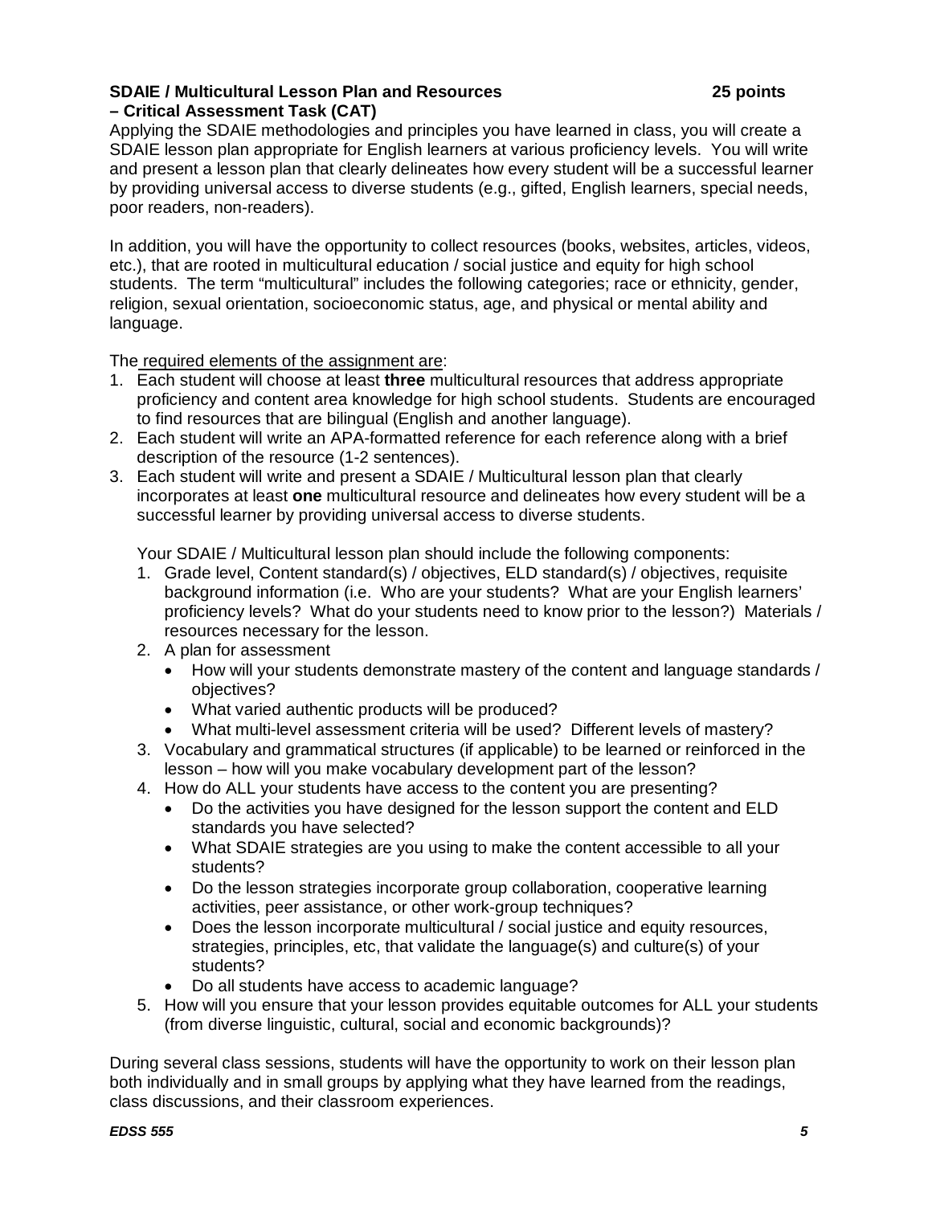**SDAIE / Multicultural Lesson Plan and Resources – Critical Assessment Task (CAT)** **25 points**

Applying the SDAIE methodologies and principles you have learned in class, you will create a SDAIE lesson plan appropriate for English learners at various proficiency levels. You will write and present a lesson plan that clearly delineates how every student will be a successful learner by providing universal access to diverse students (e.g., gifted, English learners, special needs, poor readers, non-readers).

In addition, you will have the opportunity to collect resources (books, websites, articles, videos, etc.), that are rooted in multicultural education / social justice and equity for high school students. The term "multicultural" includes the following categories; race or ethnicity, gender, religion, sexual orientation, socioeconomic status, age, and physical or mental ability and language.

The required elements of the assignment are:

1. Each student will choose at least **three** multicultural resources that address appropriate proficiency and content area knowledge for high school students. Students are encouraged to find resources that are bilingual (English and another language).
2. Each student will write an APA-formatted reference for each reference along with a brief description of the resource (1-2 sentences).
3. Each student will write and present a SDAIE / Multicultural lesson plan that clearly incorporates at least **one** multicultural resource and delineates how every student will be a successful learner by providing universal access to diverse students.

   Your SDAIE / Multicultural lesson plan should include the following components:

   1. Grade level, Content standard(s) / objectives, ELD standard(s) / objectives, requisite background information (i.e. Who are your students? What are your English learners' proficiency levels? What do your students need to know prior to the lesson?) Materials / resources necessary for the lesson.
   2. A plan for assessment
      - How will your students demonstrate mastery of the content and language standards / objectives?
      - What varied authentic products will be produced?
      - What multi-level assessment criteria will be used? Different levels of mastery?
   3. Vocabulary and grammatical structures (if applicable) to be learned or reinforced in the lesson – how will you make vocabulary development part of the lesson?
   4. How do ALL your students have access to the content you are presenting?
      - Do the activities you have designed for the lesson support the content and ELD standards you have selected?
      - What SDAIE strategies are you using to make the content accessible to all your students?
      - Do the lesson strategies incorporate group collaboration, cooperative learning activities, peer assistance, or other work-group techniques?
      - Does the lesson incorporate multicultural / social justice and equity resources, strategies, principles, etc, that validate the language(s) and culture(s) of your students?
      - Do all students have access to academic language?
   5. How will you ensure that your lesson provides equitable outcomes for ALL your students (from diverse linguistic, cultural, social and economic backgrounds)?

During several class sessions, students will have the opportunity to work on their lesson plan both individually and in small groups by applying what they have learned from the readings, class discussions, and their classroom experiences.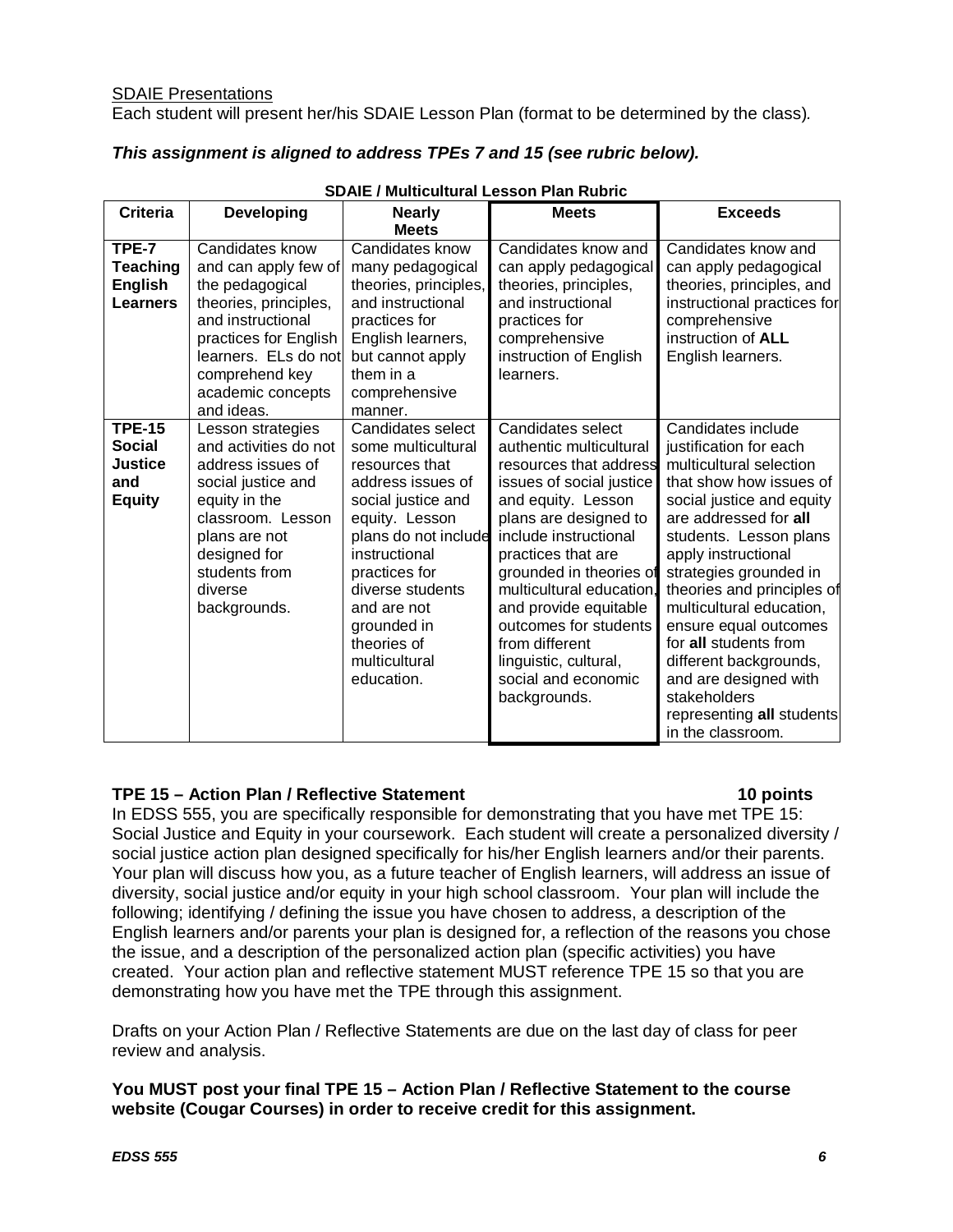SDAIE Presentations

Each student will present her/his SDAIE Lesson Plan (format to be determined by the class).

***This assignment is aligned to address TPEs 7 and 15 (see rubric below).***

**SDAIE / Multicultural Lesson Plan Rubric**

| Criteria | Developing | Nearly Meets | Meets | Exceeds |
|---|---|---|---|---|
| **TPE-7 Teaching English Learners** | Candidates know and can apply few of the pedagogical theories, principles, and instructional practices for English learners. ELs do not comprehend key academic concepts and ideas. | Candidates know many pedagogical theories, principles, and instructional practices for English learners, but cannot apply them in a comprehensive manner. | Candidates know and can apply pedagogical theories, principles, and instructional practices for comprehensive instruction of English learners. | Candidates know and can apply pedagogical theories, principles, and instructional practices for comprehensive instruction of **ALL** English learners. |
| **TPE-15 Social Justice and Equity** | Lesson strategies and activities do not address issues of social justice and equity in the classroom. Lesson plans are not designed for students from diverse backgrounds. | Candidates select some multicultural resources that address issues of social justice and equity. Lesson plans do not include instructional practices for diverse students and are not grounded in theories of multicultural education. | Candidates select authentic multicultural resources that address issues of social justice and equity. Lesson plans are designed to include instructional practices that are grounded in theories of multicultural education, and provide equitable outcomes for students from different linguistic, cultural, social and economic backgrounds. | Candidates include justification for each multicultural selection that show how issues of social justice and equity are addressed for **all** students. Lesson plans apply instructional strategies grounded in theories and principles of multicultural education, ensure equal outcomes for **all** students from different backgrounds, and are designed with stakeholders representing **all** students in the classroom. |

**TPE 15 – Action Plan / Reflective Statement 10 points**

In EDSS 555, you are specifically responsible for demonstrating that you have met TPE 15: Social Justice and Equity in your coursework. Each student will create a personalized diversity / social justice action plan designed specifically for his/her English learners and/or their parents. Your plan will discuss how you, as a future teacher of English learners, will address an issue of diversity, social justice and/or equity in your high school classroom. Your plan will include the following; identifying / defining the issue you have chosen to address, a description of the English learners and/or parents your plan is designed for, a reflection of the reasons you chose the issue, and a description of the personalized action plan (specific activities) you have created. Your action plan and reflective statement MUST reference TPE 15 so that you are demonstrating how you have met the TPE through this assignment.

Drafts on your Action Plan / Reflective Statements are due on the last day of class for peer review and analysis.

**You MUST post your final TPE 15 – Action Plan / Reflective Statement to the course website (Cougar Courses) in order to receive credit for this assignment.**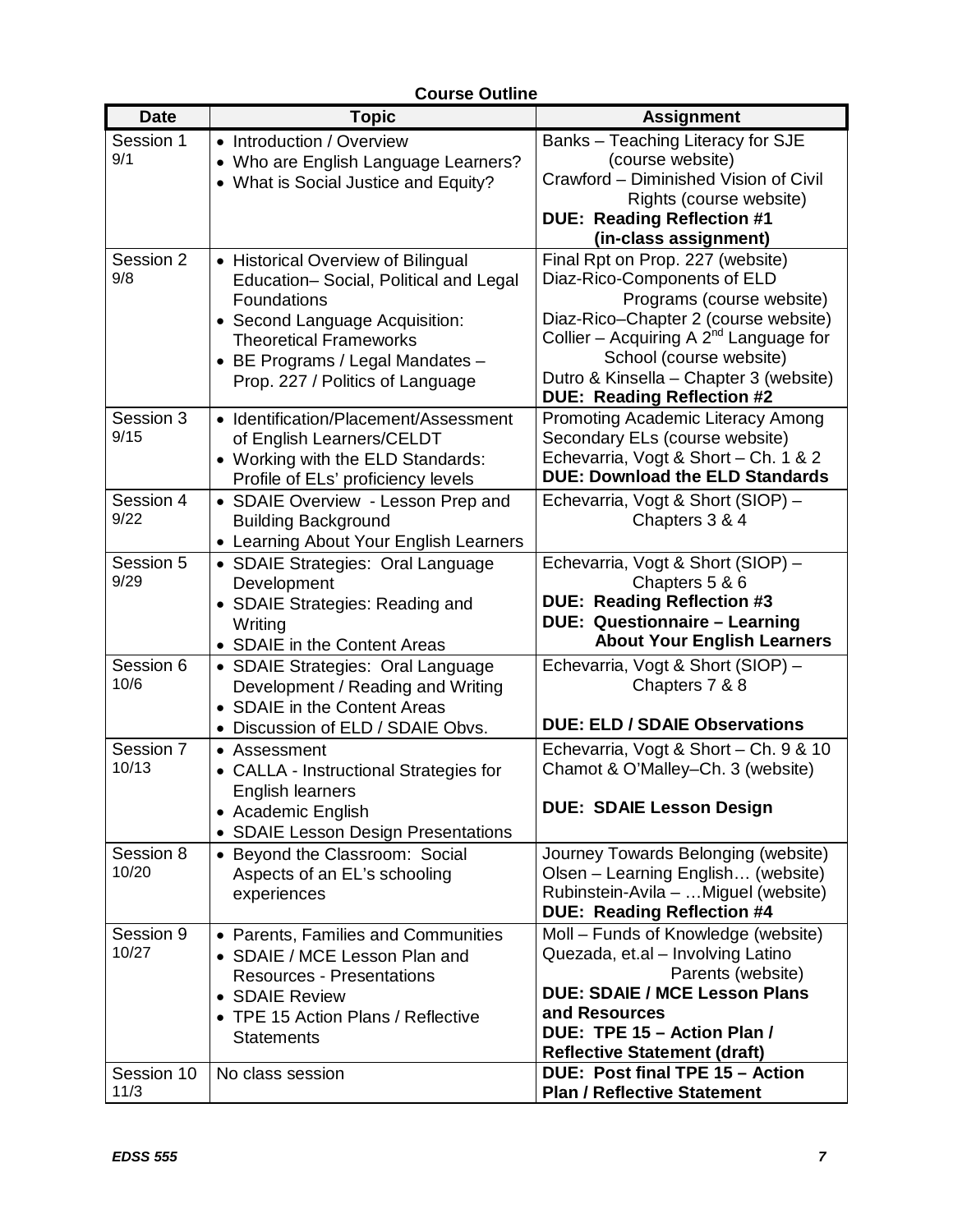**Course Outline**

| Date | Topic | Assignment |
| --- | --- | --- |
| Session 1<br>9/1 | • Introduction / Overview<br>• Who are English Language Learners?<br>• What is Social Justice and Equity? | Banks – Teaching Literacy for SJE (course website)<br>Crawford – Diminished Vision of Civil Rights (course website)<br>**DUE: Reading Reflection #1 (in-class assignment)** |
| Session 2<br>9/8 | • Historical Overview of Bilingual Education– Social, Political and Legal Foundations<br>• Second Language Acquisition: Theoretical Frameworks<br>• BE Programs / Legal Mandates – Prop. 227 / Politics of Language | Final Rpt on Prop. 227 (website)<br>Diaz-Rico-Components of ELD Programs (course website)<br>Diaz-Rico–Chapter 2 (course website)<br>Collier – Acquiring A 2nd Language for School (course website)<br>Dutro & Kinsella – Chapter 3 (website)<br>**DUE: Reading Reflection #2** |
| Session 3<br>9/15 | • Identification/Placement/Assessment of English Learners/CELDT<br>• Working with the ELD Standards: Profile of ELs' proficiency levels | Promoting Academic Literacy Among Secondary ELs (course website)<br>Echevarria, Vogt & Short – Ch. 1 & 2<br>**DUE: Download the ELD Standards** |
| Session 4<br>9/22 | • SDAIE Overview - Lesson Prep and Building Background<br>• Learning About Your English Learners | Echevarria, Vogt & Short (SIOP) – Chapters 3 & 4 |
| Session 5<br>9/29 | • SDAIE Strategies: Oral Language Development<br>• SDAIE Strategies: Reading and Writing<br>• SDAIE in the Content Areas | Echevarria, Vogt & Short (SIOP) – Chapters 5 & 6<br>**DUE: Reading Reflection #3**<br>**DUE: Questionnaire – Learning About Your English Learners** |
| Session 6<br>10/6 | • SDAIE Strategies: Oral Language Development / Reading and Writing<br>• SDAIE in the Content Areas<br>• Discussion of ELD / SDAIE Obvs. | Echevarria, Vogt & Short (SIOP) – Chapters 7 & 8<br>**DUE: ELD / SDAIE Observations** |
| Session 7<br>10/13 | • Assessment<br>• CALLA - Instructional Strategies for English learners<br>• Academic English<br>• SDAIE Lesson Design Presentations | Echevarria, Vogt & Short – Ch. 9 & 10<br>Chamot & O'Malley–Ch. 3 (website)<br>**DUE: SDAIE Lesson Design** |
| Session 8<br>10/20 | • Beyond the Classroom: Social Aspects of an EL's schooling experiences | Journey Towards Belonging (website)<br>Olsen – Learning English… (website)<br>Rubinstein-Avila – …Miguel (website)<br>**DUE: Reading Reflection #4** |
| Session 9<br>10/27 | • Parents, Families and Communities<br>• SDAIE / MCE Lesson Plan and Resources - Presentations<br>• SDAIE Review<br>• TPE 15 Action Plans / Reflective Statements | Moll – Funds of Knowledge (website)<br>Quezada, et.al – Involving Latino Parents (website)<br>**DUE: SDAIE / MCE Lesson Plans and Resources**<br>**DUE: TPE 15 – Action Plan / Reflective Statement (draft)** |
| Session 10<br>11/3 | No class session | **DUE: Post final TPE 15 – Action Plan / Reflective Statement** |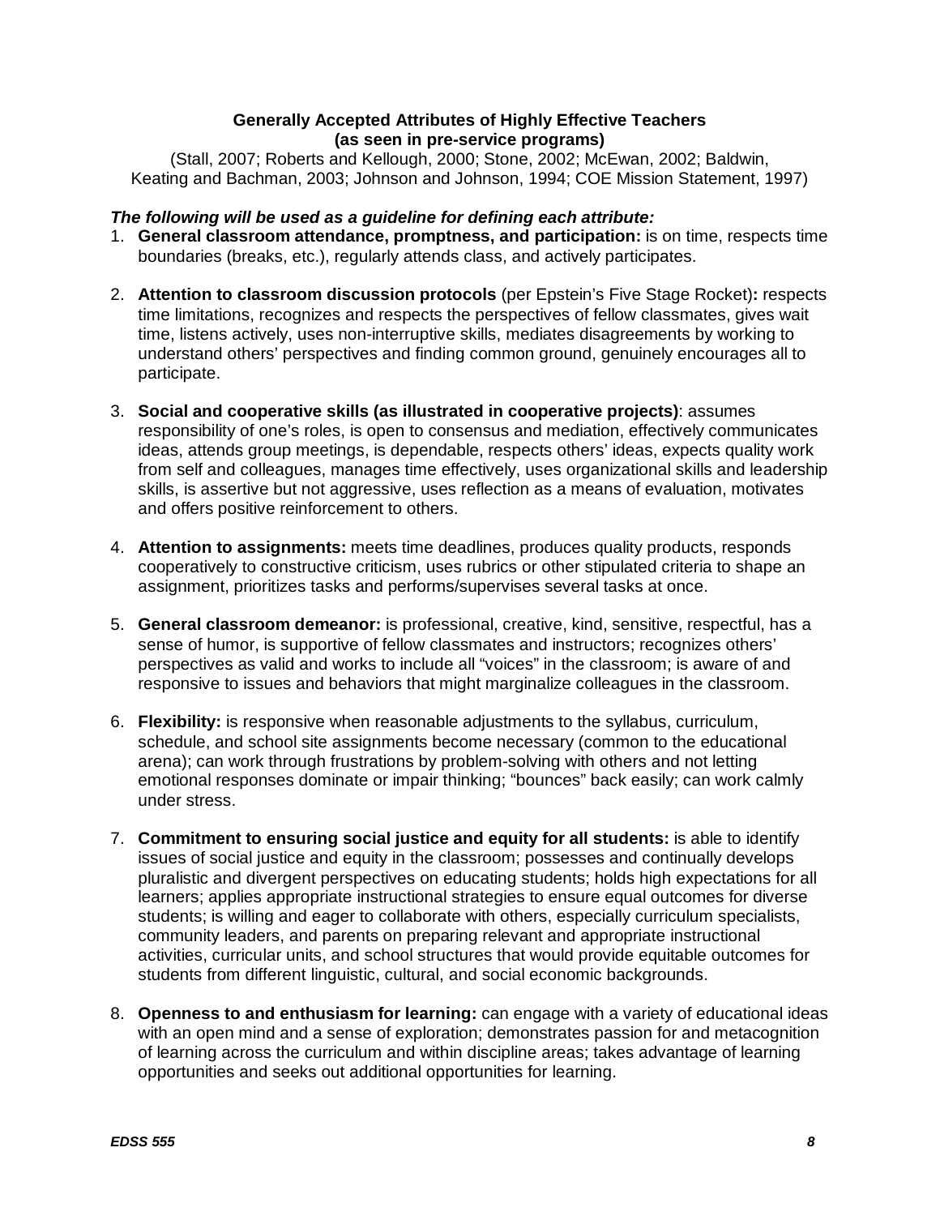**Generally Accepted Attributes of Highly Effective Teachers**
**(as seen in pre-service programs)**

(Stall, 2007; Roberts and Kellough, 2000; Stone, 2002; McEwan, 2002; Baldwin, Keating and Bachman, 2003; Johnson and Johnson, 1994; COE Mission Statement, 1997)

***The following will be used as a guideline for defining each attribute:***

1. **General classroom attendance, promptness, and participation:** is on time, respects time boundaries (breaks, etc.), regularly attends class, and actively participates.

2. **Attention to classroom discussion protocols** (per Epstein's Five Stage Rocket)**:** respects time limitations, recognizes and respects the perspectives of fellow classmates, gives wait time, listens actively, uses non-interruptive skills, mediates disagreements by working to understand others' perspectives and finding common ground, genuinely encourages all to participate.

3. **Social and cooperative skills (as illustrated in cooperative projects)**: assumes responsibility of one's roles, is open to consensus and mediation, effectively communicates ideas, attends group meetings, is dependable, respects others' ideas, expects quality work from self and colleagues, manages time effectively, uses organizational skills and leadership skills, is assertive but not aggressive, uses reflection as a means of evaluation, motivates and offers positive reinforcement to others.

4. **Attention to assignments:** meets time deadlines, produces quality products, responds cooperatively to constructive criticism, uses rubrics or other stipulated criteria to shape an assignment, prioritizes tasks and performs/supervises several tasks at once.

5. **General classroom demeanor:** is professional, creative, kind, sensitive, respectful, has a sense of humor, is supportive of fellow classmates and instructors; recognizes others' perspectives as valid and works to include all "voices" in the classroom; is aware of and responsive to issues and behaviors that might marginalize colleagues in the classroom.

6. **Flexibility:** is responsive when reasonable adjustments to the syllabus, curriculum, schedule, and school site assignments become necessary (common to the educational arena); can work through frustrations by problem-solving with others and not letting emotional responses dominate or impair thinking; "bounces" back easily; can work calmly under stress.

7. **Commitment to ensuring social justice and equity for all students:** is able to identify issues of social justice and equity in the classroom; possesses and continually develops pluralistic and divergent perspectives on educating students; holds high expectations for all learners; applies appropriate instructional strategies to ensure equal outcomes for diverse students; is willing and eager to collaborate with others, especially curriculum specialists, community leaders, and parents on preparing relevant and appropriate instructional activities, curricular units, and school structures that would provide equitable outcomes for students from different linguistic, cultural, and social economic backgrounds.

8. **Openness to and enthusiasm for learning:** can engage with a variety of educational ideas with an open mind and a sense of exploration; demonstrates passion for and metacognition of learning across the curriculum and within discipline areas; takes advantage of learning opportunities and seeks out additional opportunities for learning.